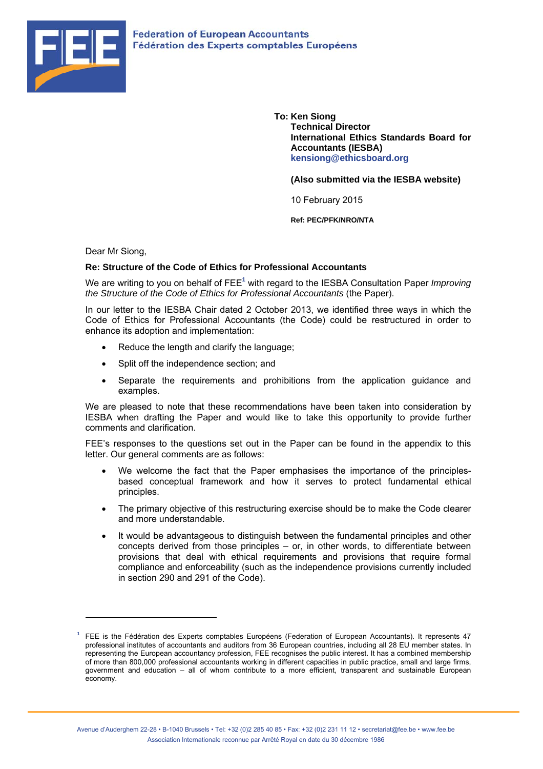**Federation of European Accountants**
**Fédération des Experts comptables Européens**

**To: Ken Siong**
**Technical Director**
**International Ethics Standards Board for Accountants (IESBA)**
**kensiong@ethicsboard.org**

**(Also submitted via the IESBA website)**

10 February 2015

**Ref: PEC/PFK/NRO/NTA**

Dear Mr Siong,

**Re: Structure of the Code of Ethics for Professional Accountants**

We are writing to you on behalf of FEE[1] with regard to the IESBA Consultation Paper *Improving the Structure of the Code of Ethics for Professional Accountants* (the Paper).

In our letter to the IESBA Chair dated 2 October 2013, we identified three ways in which the Code of Ethics for Professional Accountants (the Code) could be restructured in order to enhance its adoption and implementation:

- Reduce the length and clarify the language;
- Split off the independence section; and
- Separate the requirements and prohibitions from the application guidance and examples.

We are pleased to note that these recommendations have been taken into consideration by IESBA when drafting the Paper and would like to take this opportunity to provide further comments and clarification.

FEE's responses to the questions set out in the Paper can be found in the appendix to this letter. Our general comments are as follows:

- We welcome the fact that the Paper emphasises the importance of the principles-based conceptual framework and how it serves to protect fundamental ethical principles.
- The primary objective of this restructuring exercise should be to make the Code clearer and more understandable.
- It would be advantageous to distinguish between the fundamental principles and other concepts derived from those principles – or, in other words, to differentiate between provisions that deal with ethical requirements and provisions that require formal compliance and enforceability (such as the independence provisions currently included in section 290 and 291 of the Code).

[1] FEE is the Fédération des Experts comptables Européens (Federation of European Accountants). It represents 47 professional institutes of accountants and auditors from 36 European countries, including all 28 EU member states. In representing the European accountancy profession, FEE recognises the public interest. It has a combined membership of more than 800,000 professional accountants working in different capacities in public practice, small and large firms, government and education – all of whom contribute to a more efficient, transparent and sustainable European economy.

Avenue d'Auderghem 22-28 • B-1040 Brussels • Tel: +32 (0)2 285 40 85 • Fax: +32 (0)2 231 11 12 • secretariat@fee.be • www.fee.be
Association Internationale reconnue par Arrêté Royal en date du 30 décembre 1986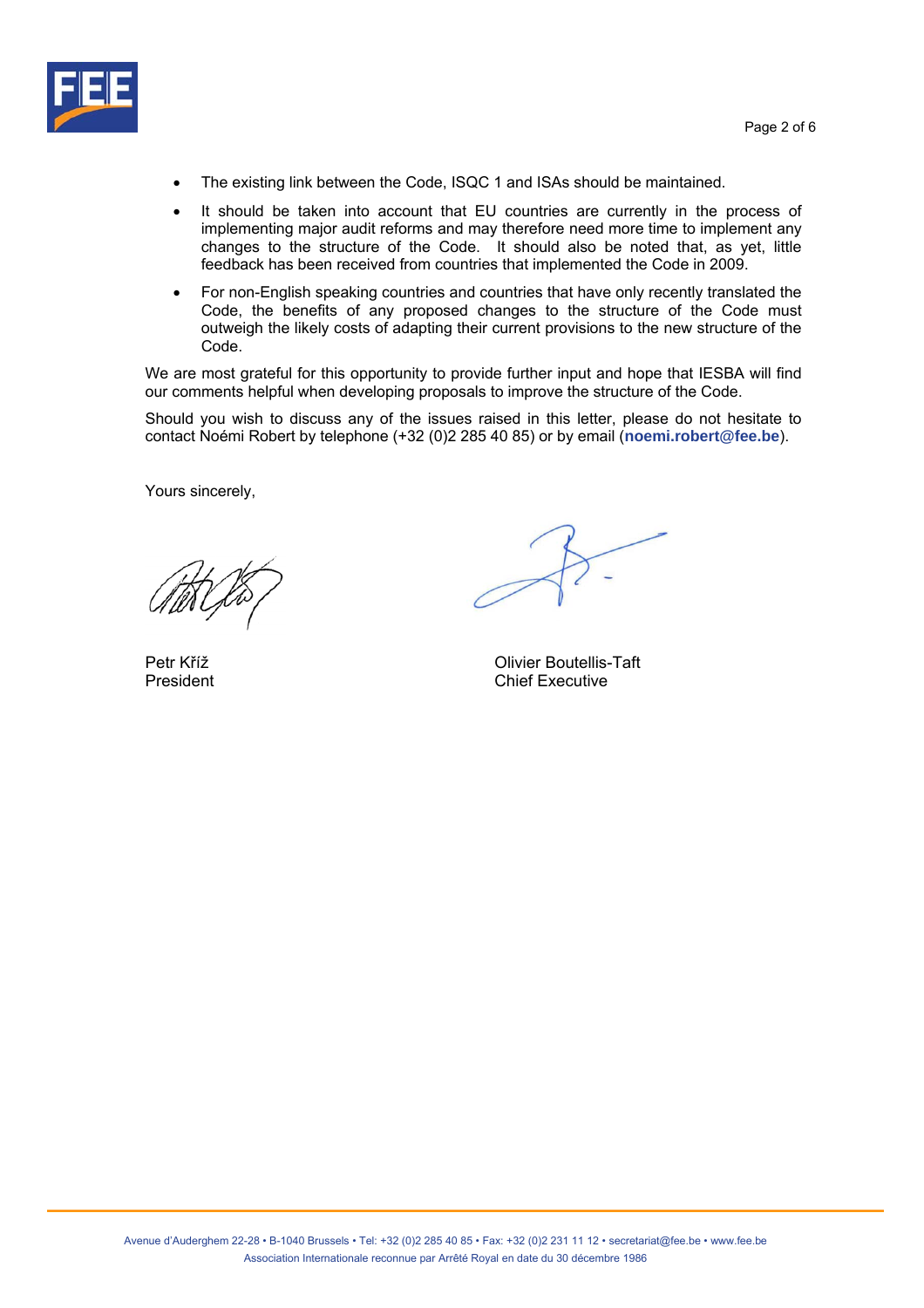- The existing link between the Code, ISQC 1 and ISAs should be maintained.
- It should be taken into account that EU countries are currently in the process of implementing major audit reforms and may therefore need more time to implement any changes to the structure of the Code. It should also be noted that, as yet, little feedback has been received from countries that implemented the Code in 2009.
- For non-English speaking countries and countries that have only recently translated the Code, the benefits of any proposed changes to the structure of the Code must outweigh the likely costs of adapting their current provisions to the new structure of the Code.

We are most grateful for this opportunity to provide further input and hope that IESBA will find our comments helpful when developing proposals to improve the structure of the Code.

Should you wish to discuss any of the issues raised in this letter, please do not hesitate to contact Noémi Robert by telephone (+32 (0)2 285 40 85) or by email (**noemi.robert@fee.be**).

Yours sincerely,

Petr Kříž
President

Olivier Boutellis-Taft
Chief Executive

Avenue d'Auderghem 22-28 • B-1040 Brussels • Tel: +32 (0)2 285 40 85 • Fax: +32 (0)2 231 11 12 • secretariat@fee.be • www.fee.be
Association Internationale reconnue par Arrêté Royal en date du 30 décembre 1986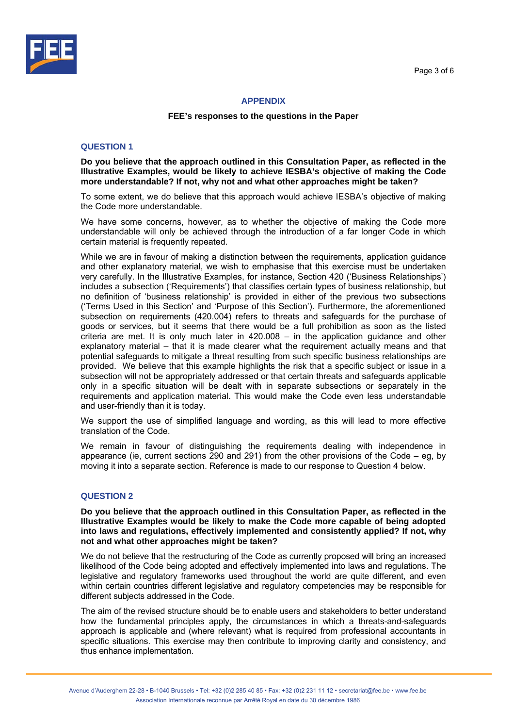## APPENDIX

**FEE's responses to the questions in the Paper**

### QUESTION 1

**Do you believe that the approach outlined in this Consultation Paper, as reflected in the Illustrative Examples, would be likely to achieve IESBA's objective of making the Code more understandable? If not, why not and what other approaches might be taken?**

To some extent, we do believe that this approach would achieve IESBA's objective of making the Code more understandable.

We have some concerns, however, as to whether the objective of making the Code more understandable will only be achieved through the introduction of a far longer Code in which certain material is frequently repeated.

While we are in favour of making a distinction between the requirements, application guidance and other explanatory material, we wish to emphasise that this exercise must be undertaken very carefully. In the Illustrative Examples, for instance, Section 420 ('Business Relationships') includes a subsection ('Requirements') that classifies certain types of business relationship, but no definition of 'business relationship' is provided in either of the previous two subsections ('Terms Used in this Section' and 'Purpose of this Section'). Furthermore, the aforementioned subsection on requirements (420.004) refers to threats and safeguards for the purchase of goods or services, but it seems that there would be a full prohibition as soon as the listed criteria are met. It is only much later in 420.008 – in the application guidance and other explanatory material – that it is made clearer what the requirement actually means and that potential safeguards to mitigate a threat resulting from such specific business relationships are provided. We believe that this example highlights the risk that a specific subject or issue in a subsection will not be appropriately addressed or that certain threats and safeguards applicable only in a specific situation will be dealt with in separate subsections or separately in the requirements and application material. This would make the Code even less understandable and user-friendly than it is today.

We support the use of simplified language and wording, as this will lead to more effective translation of the Code.

We remain in favour of distinguishing the requirements dealing with independence in appearance (ie, current sections 290 and 291) from the other provisions of the Code – eg, by moving it into a separate section. Reference is made to our response to Question 4 below.

### QUESTION 2

**Do you believe that the approach outlined in this Consultation Paper, as reflected in the Illustrative Examples would be likely to make the Code more capable of being adopted into laws and regulations, effectively implemented and consistently applied? If not, why not and what other approaches might be taken?**

We do not believe that the restructuring of the Code as currently proposed will bring an increased likelihood of the Code being adopted and effectively implemented into laws and regulations. The legislative and regulatory frameworks used throughout the world are quite different, and even within certain countries different legislative and regulatory competencies may be responsible for different subjects addressed in the Code.

The aim of the revised structure should be to enable users and stakeholders to better understand how the fundamental principles apply, the circumstances in which a threats-and-safeguards approach is applicable and (where relevant) what is required from professional accountants in specific situations. This exercise may then contribute to improving clarity and consistency, and thus enhance implementation.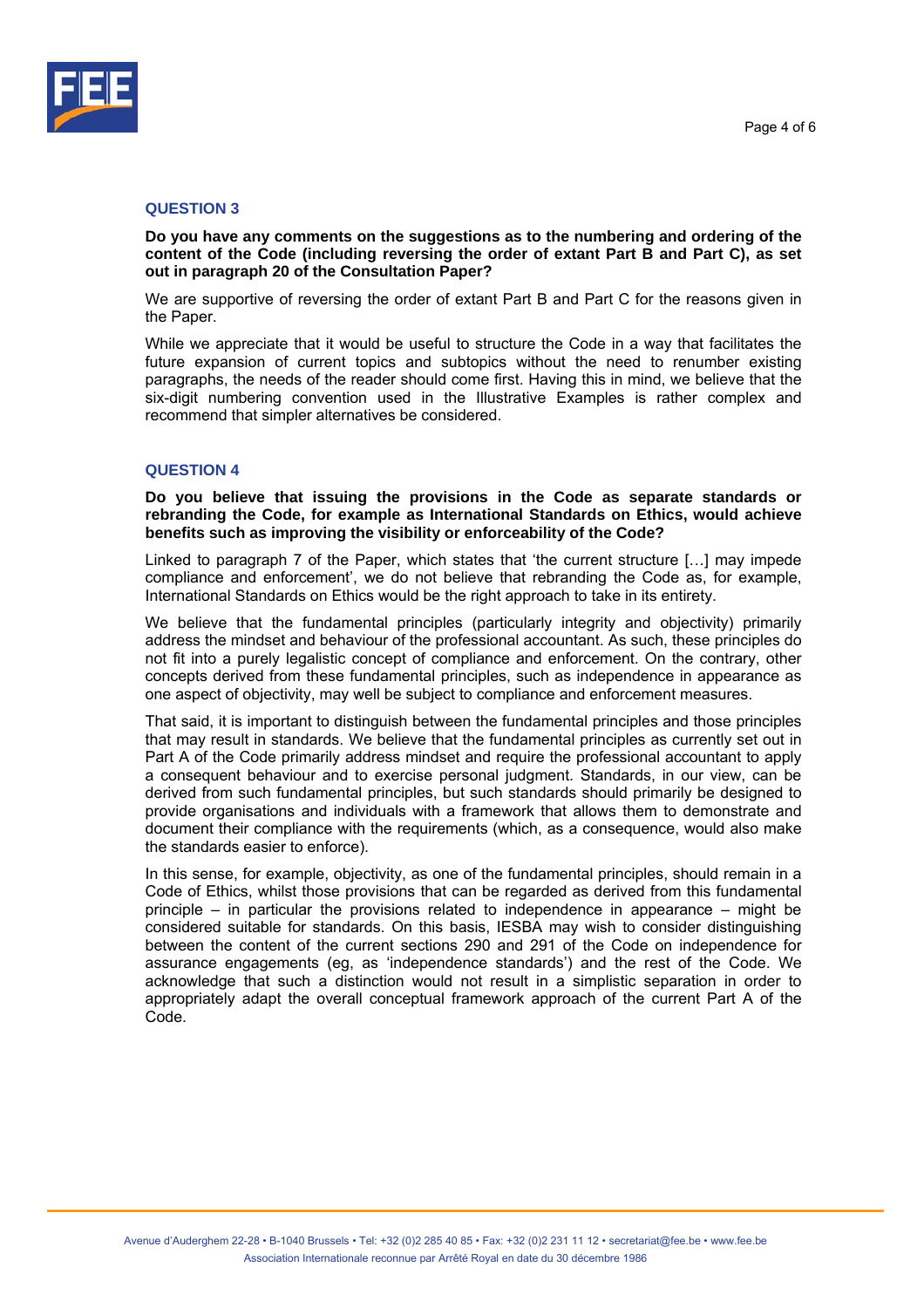### QUESTION 3

**Do you have any comments on the suggestions as to the numbering and ordering of the content of the Code (including reversing the order of extant Part B and Part C), as set out in paragraph 20 of the Consultation Paper?**

We are supportive of reversing the order of extant Part B and Part C for the reasons given in the Paper.

While we appreciate that it would be useful to structure the Code in a way that facilitates the future expansion of current topics and subtopics without the need to renumber existing paragraphs, the needs of the reader should come first. Having this in mind, we believe that the six-digit numbering convention used in the Illustrative Examples is rather complex and recommend that simpler alternatives be considered.

### QUESTION 4

**Do you believe that issuing the provisions in the Code as separate standards or rebranding the Code, for example as International Standards on Ethics, would achieve benefits such as improving the visibility or enforceability of the Code?**

Linked to paragraph 7 of the Paper, which states that 'the current structure […] may impede compliance and enforcement', we do not believe that rebranding the Code as, for example, International Standards on Ethics would be the right approach to take in its entirety.

We believe that the fundamental principles (particularly integrity and objectivity) primarily address the mindset and behaviour of the professional accountant. As such, these principles do not fit into a purely legalistic concept of compliance and enforcement. On the contrary, other concepts derived from these fundamental principles, such as independence in appearance as one aspect of objectivity, may well be subject to compliance and enforcement measures.

That said, it is important to distinguish between the fundamental principles and those principles that may result in standards. We believe that the fundamental principles as currently set out in Part A of the Code primarily address mindset and require the professional accountant to apply a consequent behaviour and to exercise personal judgment. Standards, in our view, can be derived from such fundamental principles, but such standards should primarily be designed to provide organisations and individuals with a framework that allows them to demonstrate and document their compliance with the requirements (which, as a consequence, would also make the standards easier to enforce).

In this sense, for example, objectivity, as one of the fundamental principles, should remain in a Code of Ethics, whilst those provisions that can be regarded as derived from this fundamental principle – in particular the provisions related to independence in appearance – might be considered suitable for standards. On this basis, IESBA may wish to consider distinguishing between the content of the current sections 290 and 291 of the Code on independence for assurance engagements (eg, as 'independence standards') and the rest of the Code. We acknowledge that such a distinction would not result in a simplistic separation in order to appropriately adapt the overall conceptual framework approach of the current Part A of the Code.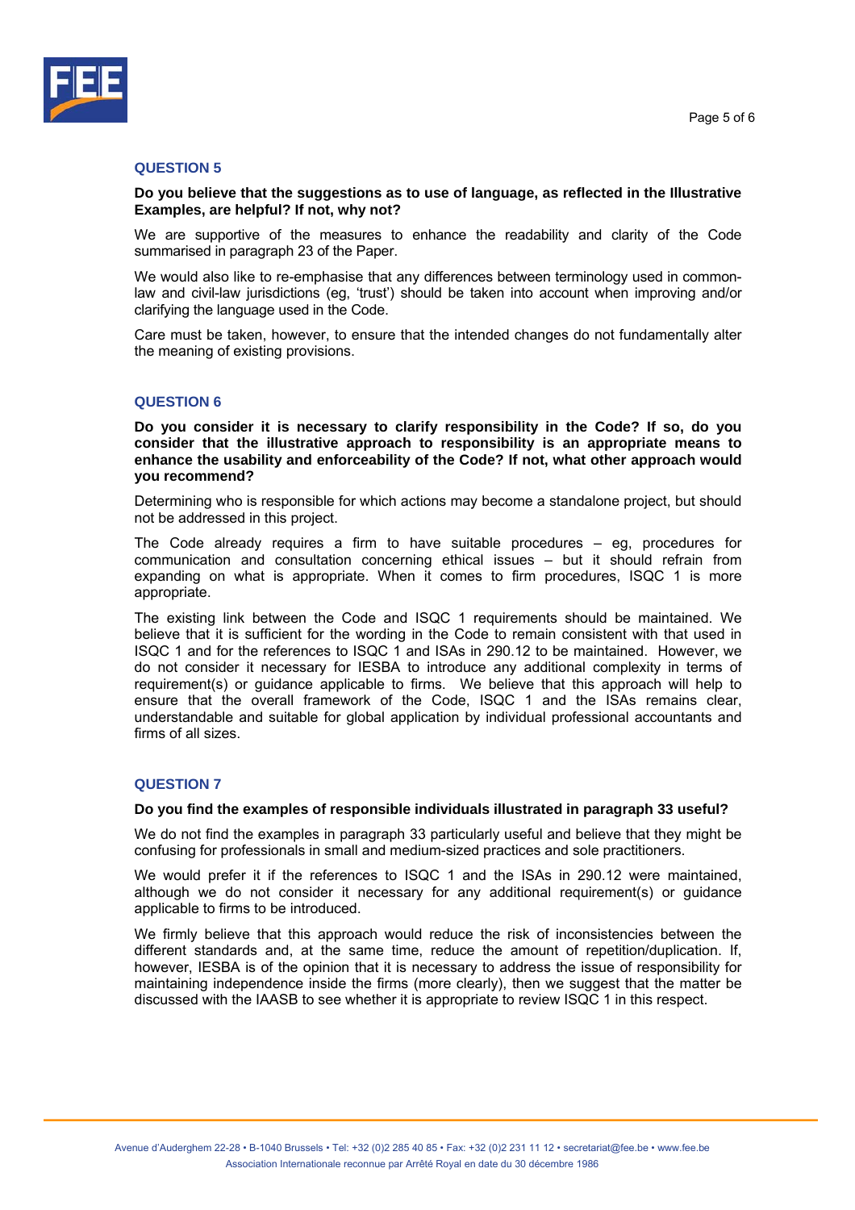## QUESTION 5

**Do you believe that the suggestions as to use of language, as reflected in the Illustrative Examples, are helpful? If not, why not?**

We are supportive of the measures to enhance the readability and clarity of the Code summarised in paragraph 23 of the Paper.

We would also like to re-emphasise that any differences between terminology used in common-law and civil-law jurisdictions (eg, 'trust') should be taken into account when improving and/or clarifying the language used in the Code.

Care must be taken, however, to ensure that the intended changes do not fundamentally alter the meaning of existing provisions.

## QUESTION 6

**Do you consider it is necessary to clarify responsibility in the Code? If so, do you consider that the illustrative approach to responsibility is an appropriate means to enhance the usability and enforceability of the Code? If not, what other approach would you recommend?**

Determining who is responsible for which actions may become a standalone project, but should not be addressed in this project.

The Code already requires a firm to have suitable procedures – eg, procedures for communication and consultation concerning ethical issues – but it should refrain from expanding on what is appropriate. When it comes to firm procedures, ISQC 1 is more appropriate.

The existing link between the Code and ISQC 1 requirements should be maintained. We believe that it is sufficient for the wording in the Code to remain consistent with that used in ISQC 1 and for the references to ISQC 1 and ISAs in 290.12 to be maintained. However, we do not consider it necessary for IESBA to introduce any additional complexity in terms of requirement(s) or guidance applicable to firms. We believe that this approach will help to ensure that the overall framework of the Code, ISQC 1 and the ISAs remains clear, understandable and suitable for global application by individual professional accountants and firms of all sizes.

## QUESTION 7

**Do you find the examples of responsible individuals illustrated in paragraph 33 useful?**

We do not find the examples in paragraph 33 particularly useful and believe that they might be confusing for professionals in small and medium-sized practices and sole practitioners.

We would prefer it if the references to ISQC 1 and the ISAs in 290.12 were maintained, although we do not consider it necessary for any additional requirement(s) or guidance applicable to firms to be introduced.

We firmly believe that this approach would reduce the risk of inconsistencies between the different standards and, at the same time, reduce the amount of repetition/duplication. If, however, IESBA is of the opinion that it is necessary to address the issue of responsibility for maintaining independence inside the firms (more clearly), then we suggest that the matter be discussed with the IAASB to see whether it is appropriate to review ISQC 1 in this respect.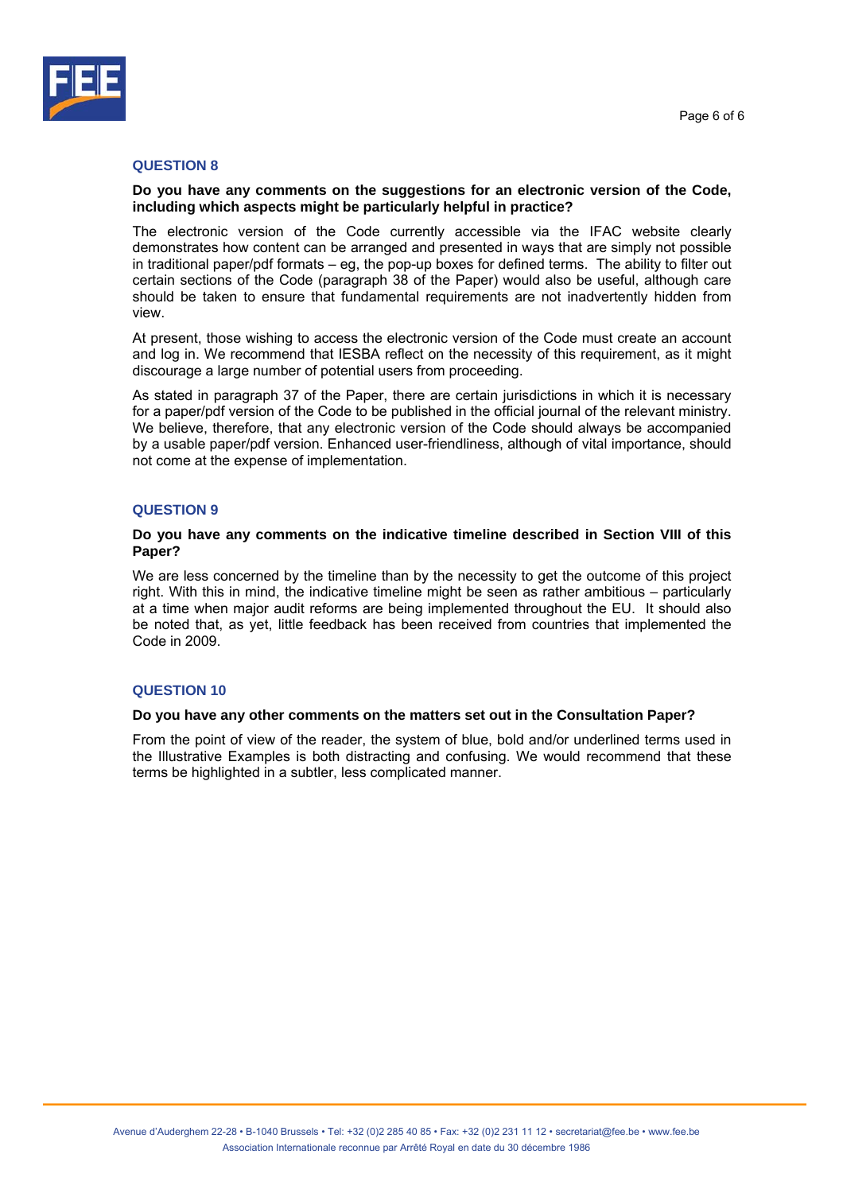### QUESTION 8

**Do you have any comments on the suggestions for an electronic version of the Code, including which aspects might be particularly helpful in practice?**

The electronic version of the Code currently accessible via the IFAC website clearly demonstrates how content can be arranged and presented in ways that are simply not possible in traditional paper/pdf formats – eg, the pop-up boxes for defined terms. The ability to filter out certain sections of the Code (paragraph 38 of the Paper) would also be useful, although care should be taken to ensure that fundamental requirements are not inadvertently hidden from view.

At present, those wishing to access the electronic version of the Code must create an account and log in. We recommend that IESBA reflect on the necessity of this requirement, as it might discourage a large number of potential users from proceeding.

As stated in paragraph 37 of the Paper, there are certain jurisdictions in which it is necessary for a paper/pdf version of the Code to be published in the official journal of the relevant ministry. We believe, therefore, that any electronic version of the Code should always be accompanied by a usable paper/pdf version. Enhanced user-friendliness, although of vital importance, should not come at the expense of implementation.

### QUESTION 9

**Do you have any comments on the indicative timeline described in Section VIII of this Paper?**

We are less concerned by the timeline than by the necessity to get the outcome of this project right. With this in mind, the indicative timeline might be seen as rather ambitious – particularly at a time when major audit reforms are being implemented throughout the EU. It should also be noted that, as yet, little feedback has been received from countries that implemented the Code in 2009.

### QUESTION 10

**Do you have any other comments on the matters set out in the Consultation Paper?**

From the point of view of the reader, the system of blue, bold and/or underlined terms used in the Illustrative Examples is both distracting and confusing. We would recommend that these terms be highlighted in a subtler, less complicated manner.